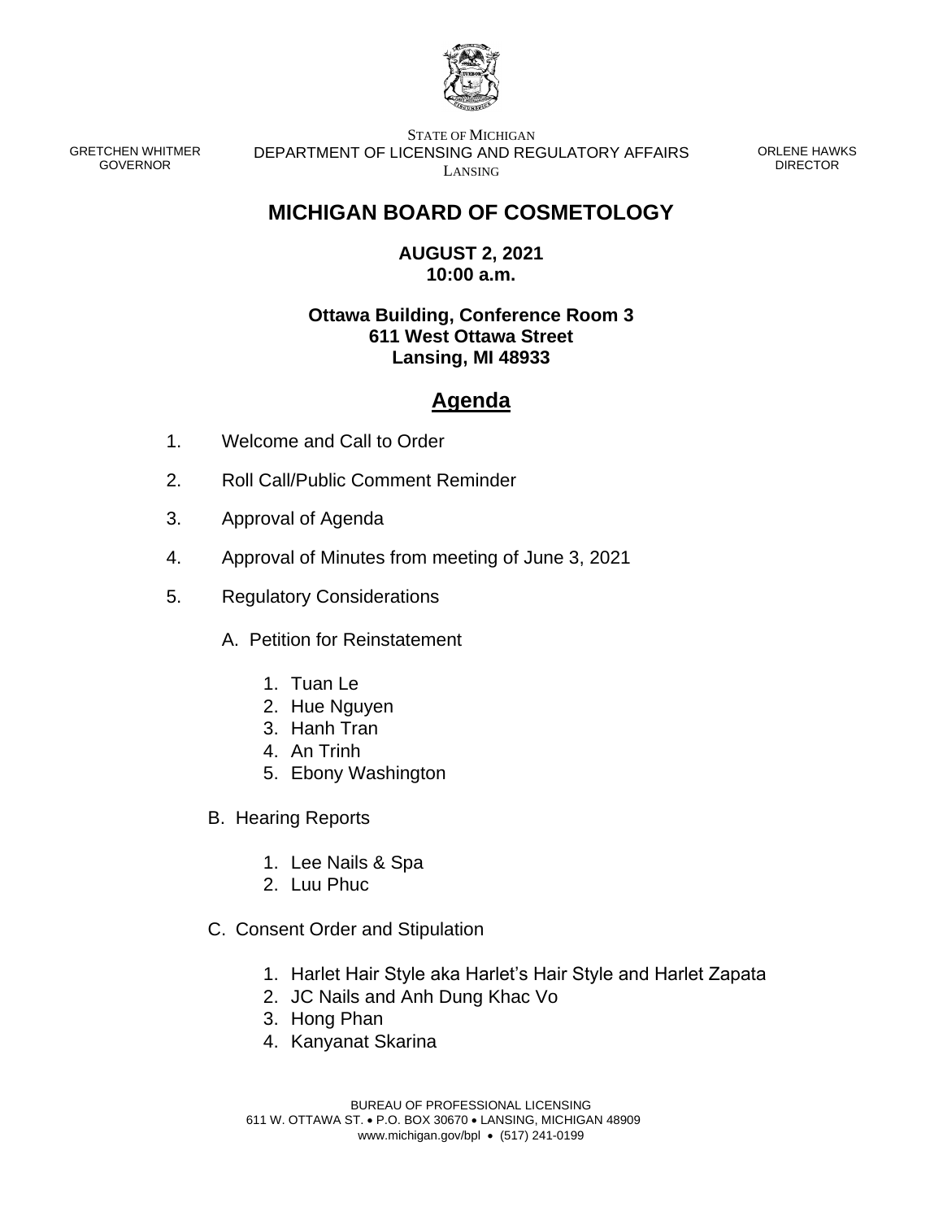GRETCHEN WHITMER
GOVERNOR

STATE OF MICHIGAN
DEPARTMENT OF LICENSING AND REGULATORY AFFAIRS
LANSING

ORLENE HAWKS
DIRECTOR

# MICHIGAN BOARD OF COSMETOLOGY

**AUGUST 2, 2021**
**10:00 a.m.**

**Ottawa Building, Conference Room 3**
**611 West Ottawa Street**
**Lansing, MI 48933**

## Agenda

1. Welcome and Call to Order
2. Roll Call/Public Comment Reminder
3. Approval of Agenda
4. Approval of Minutes from meeting of June 3, 2021
5. Regulatory Considerations

   A. Petition for Reinstatement

      1. Tuan Le
      2. Hue Nguyen
      3. Hanh Tran
      4. An Trinh
      5. Ebony Washington

   B. Hearing Reports

      1. Lee Nails & Spa
      2. Luu Phuc

   C. Consent Order and Stipulation

      1. Harlet Hair Style aka Harlet's Hair Style and Harlet Zapata
      2. JC Nails and Anh Dung Khac Vo
      3. Hong Phan
      4. Kanyanat Skarina

BUREAU OF PROFESSIONAL LICENSING
611 W. OTTAWA ST. • P.O. BOX 30670 • LANSING, MICHIGAN 48909
www.michigan.gov/bpl • (517) 241-0199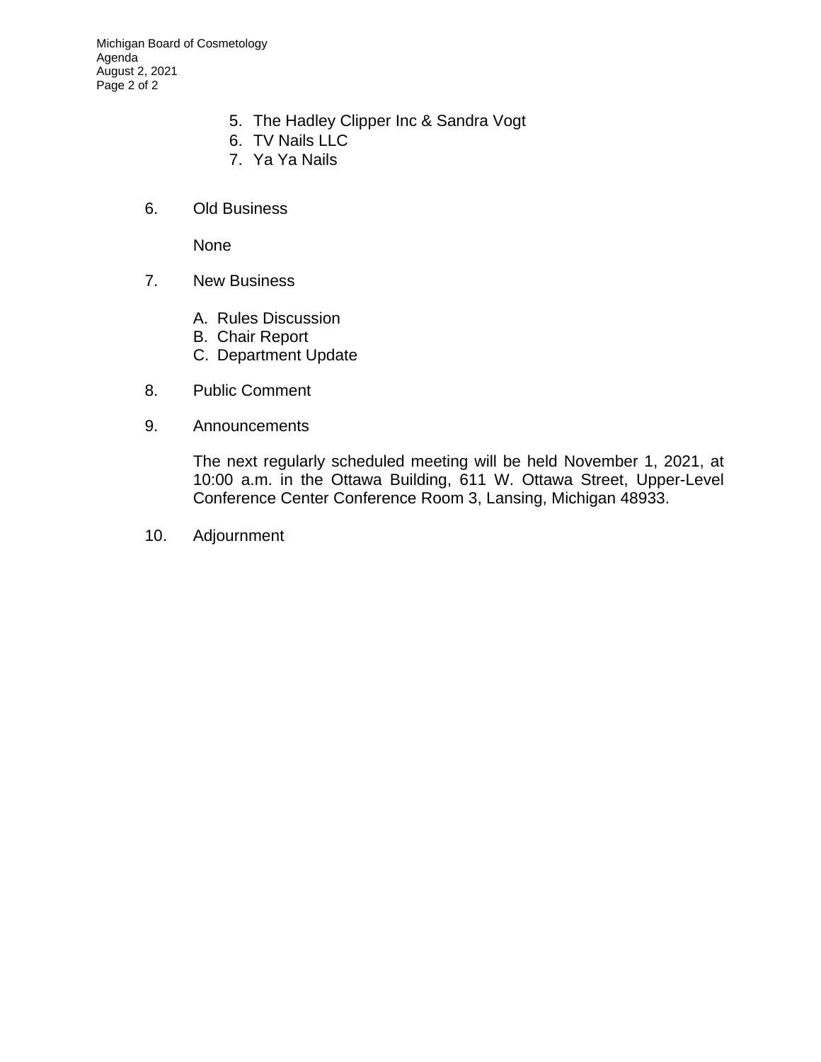5. The Hadley Clipper Inc & Sandra Vogt
6. TV Nails LLC
7. Ya Ya Nails

6. Old Business

   None

7. New Business

   A. Rules Discussion
   B. Chair Report
   C. Department Update

8. Public Comment

9. Announcements

   The next regularly scheduled meeting will be held November 1, 2021, at 10:00 a.m. in the Ottawa Building, 611 W. Ottawa Street, Upper-Level Conference Center Conference Room 3, Lansing, Michigan 48933.

10. Adjournment